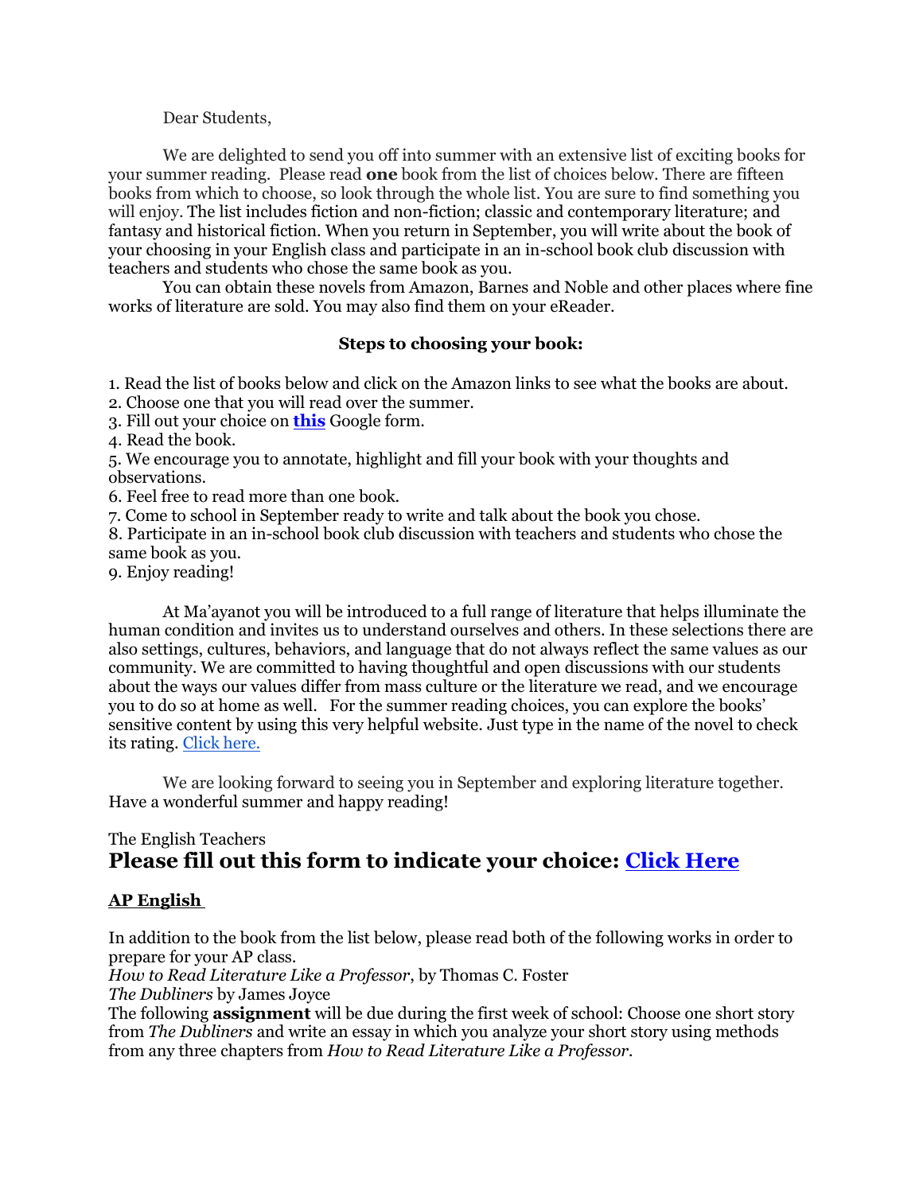Dear Students,

We are delighted to send you off into summer with an extensive list of exciting books for your summer reading. Please read **one** book from the list of choices below. There are fifteen books from which to choose, so look through the whole list. You are sure to find something you will enjoy. The list includes fiction and non-fiction; classic and contemporary literature; and fantasy and historical fiction. When you return in September, you will write about the book of your choosing in your English class and participate in an in-school book club discussion with teachers and students who chose the same book as you.

You can obtain these novels from Amazon, Barnes and Noble and other places where fine works of literature are sold. You may also find them on your eReader.

**Steps to choosing your book:**

1. Read the list of books below and click on the Amazon links to see what the books are about.
2. Choose one that you will read over the summer.
3. Fill out your choice on **this** Google form.
4. Read the book.
5. We encourage you to annotate, highlight and fill your book with your thoughts and observations.
6. Feel free to read more than one book.
7. Come to school in September ready to write and talk about the book you chose.
8. Participate in an in-school book club discussion with teachers and students who chose the same book as you.
9. Enjoy reading!

At Ma'ayanot you will be introduced to a full range of literature that helps illuminate the human condition and invites us to understand ourselves and others. In these selections there are also settings, cultures, behaviors, and language that do not always reflect the same values as our community. We are committed to having thoughtful and open discussions with our students about the ways our values differ from mass culture or the literature we read, and we encourage you to do so at home as well. For the summer reading choices, you can explore the books' sensitive content by using this very helpful website. Just type in the name of the novel to check its rating. Click here.

We are looking forward to seeing you in September and exploring literature together. Have a wonderful summer and happy reading!

The English Teachers

## Please fill out this form to indicate your choice: Click Here

**AP English**

In addition to the book from the list below, please read both of the following works in order to prepare for your AP class.

*How to Read Literature Like a Professor*, by Thomas C. Foster

*The Dubliners* by James Joyce

The following **assignment** will be due during the first week of school: Choose one short story from *The Dubliners* and write an essay in which you analyze your short story using methods from any three chapters from *How to Read Literature Like a Professor*.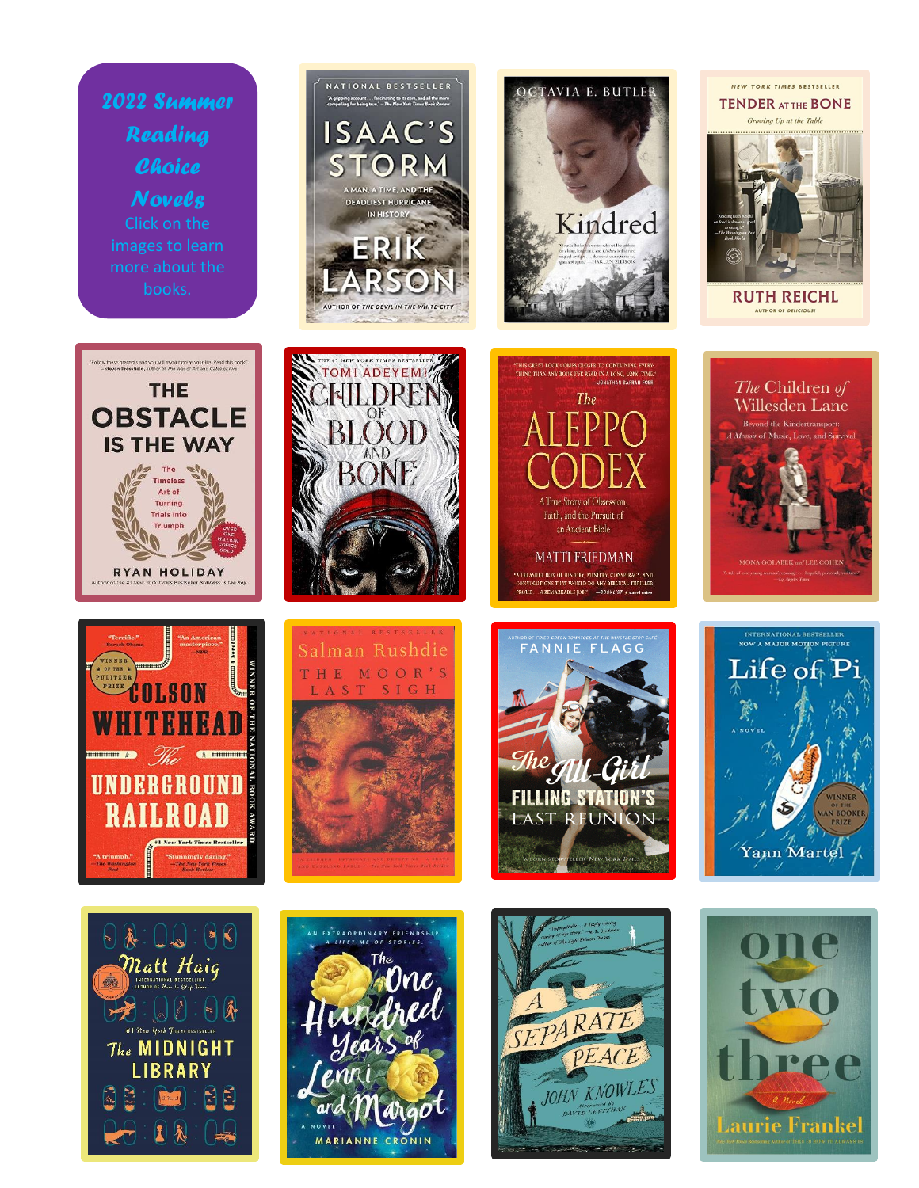# 2022 Summer Reading Choice Novels

Click on the images to learn more about the books.